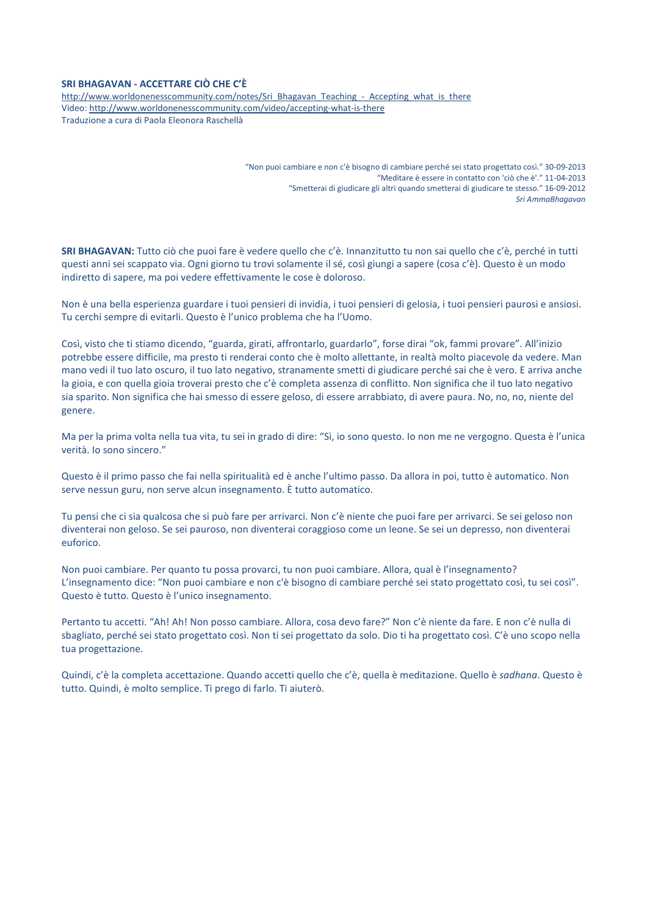**SRI BHAGAVAN - ACCETTARE CIÒ CHE C'È**

http://www.worldonenesscommunity.com/notes/Sri_Bhagavan_Teaching_-_Accepting_what_is_there
Video: http://www.worldonenesscommunity.com/video/accepting-what-is-there
Traduzione a cura di Paola Eleonora Raschellà

> "Non puoi cambiare e non c'è bisogno di cambiare perché sei stato progettato così." 30-09-2013
> "Meditare è essere in contatto con 'ciò che è'." 11-04-2013
> "Smetterai di giudicare gli altri quando smetterai di giudicare te stesso." 16-09-2012
> *Sri AmmaBhagavan*

**SRI BHAGAVAN:** Tutto ciò che puoi fare è vedere quello che c'è. Innanzitutto tu non sai quello che c'è, perché in tutti questi anni sei scappato via. Ogni giorno tu trovi solamente il sé, così giungi a sapere (cosa c'è). Questo è un modo indiretto di sapere, ma poi vedere effettivamente le cose è doloroso.

Non è una bella esperienza guardare i tuoi pensieri di invidia, i tuoi pensieri di gelosia, i tuoi pensieri paurosi e ansiosi. Tu cerchi sempre di evitarli. Questo è l'unico problema che ha l'Uomo.

Così, visto che ti stiamo dicendo, "guarda, girati, affrontarlo, guardarlo", forse dirai "ok, fammi provare". All'inizio potrebbe essere difficile, ma presto ti renderai conto che è molto allettante, in realtà molto piacevole da vedere. Man mano vedi il tuo lato oscuro, il tuo lato negativo, stranamente smetti di giudicare perché sai che è vero. E arriva anche la gioia, e con quella gioia troverai presto che c'è completa assenza di conflitto. Non significa che il tuo lato negativo sia sparito. Non significa che hai smesso di essere geloso, di essere arrabbiato, di avere paura. No, no, no, niente del genere.

Ma per la prima volta nella tua vita, tu sei in grado di dire: "Sì, io sono questo. Io non me ne vergogno. Questa è l'unica verità. Io sono sincero."

Questo è il primo passo che fai nella spiritualità ed è anche l'ultimo passo. Da allora in poi, tutto è automatico. Non serve nessun guru, non serve alcun insegnamento. È tutto automatico.

Tu pensi che ci sia qualcosa che si può fare per arrivarci. Non c'è niente che puoi fare per arrivarci. Se sei geloso non diventerai non geloso. Se sei pauroso, non diventerai coraggioso come un leone. Se sei un depresso, non diventerai euforico.

Non puoi cambiare. Per quanto tu possa provarci, tu non puoi cambiare. Allora, qual è l'insegnamento? L'insegnamento dice: "Non puoi cambiare e non c'è bisogno di cambiare perché sei stato progettato così, tu sei così". Questo è tutto. Questo è l'unico insegnamento.

Pertanto tu accetti. "Ah! Ah! Non posso cambiare. Allora, cosa devo fare?" Non c'è niente da fare. E non c'è nulla di sbagliato, perché sei stato progettato così. Non ti sei progettato da solo. Dio ti ha progettato così. C'è uno scopo nella tua progettazione.

Quindi, c'è la completa accettazione. Quando accetti quello che c'è, quella è meditazione. Quello è *sadhana*. Questo è tutto. Quindi, è molto semplice. Ti prego di farlo. Ti aiuterò.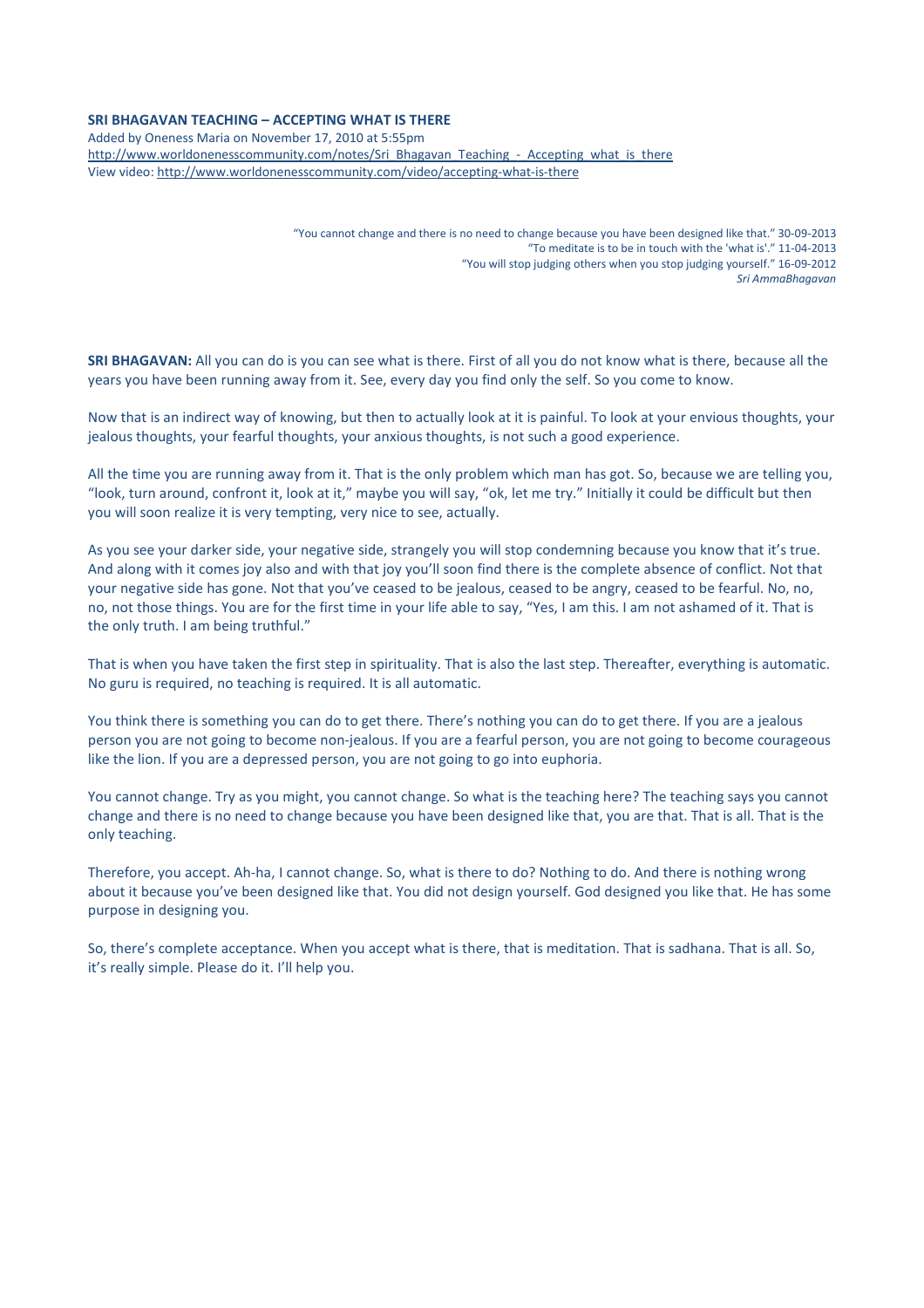**SRI BHAGAVAN TEACHING – ACCEPTING WHAT IS THERE**

Added by Oneness Maria on November 17, 2010 at 5:55pm

http://www.worldonenesscommunity.com/notes/Sri_Bhagavan_Teaching_-_Accepting_what_is_there

View video: http://www.worldonenesscommunity.com/video/accepting-what-is-there

"You cannot change and there is no need to change because you have been designed like that." 30-09-2013

"To meditate is to be in touch with the 'what is'." 11-04-2013

"You will stop judging others when you stop judging yourself." 16-09-2012

*Sri AmmaBhagavan*

**SRI BHAGAVAN:** All you can do is you can see what is there. First of all you do not know what is there, because all the years you have been running away from it. See, every day you find only the self. So you come to know.

Now that is an indirect way of knowing, but then to actually look at it is painful. To look at your envious thoughts, your jealous thoughts, your fearful thoughts, your anxious thoughts, is not such a good experience.

All the time you are running away from it. That is the only problem which man has got. So, because we are telling you, "look, turn around, confront it, look at it," maybe you will say, "ok, let me try." Initially it could be difficult but then you will soon realize it is very tempting, very nice to see, actually.

As you see your darker side, your negative side, strangely you will stop condemning because you know that it's true. And along with it comes joy also and with that joy you'll soon find there is the complete absence of conflict. Not that your negative side has gone. Not that you've ceased to be jealous, ceased to be angry, ceased to be fearful. No, no, no, not those things. You are for the first time in your life able to say, "Yes, I am this. I am not ashamed of it. That is the only truth. I am being truthful."

That is when you have taken the first step in spirituality. That is also the last step. Thereafter, everything is automatic. No guru is required, no teaching is required. It is all automatic.

You think there is something you can do to get there. There's nothing you can do to get there. If you are a jealous person you are not going to become non-jealous. If you are a fearful person, you are not going to become courageous like the lion. If you are a depressed person, you are not going to go into euphoria.

You cannot change. Try as you might, you cannot change. So what is the teaching here? The teaching says you cannot change and there is no need to change because you have been designed like that, you are that. That is all. That is the only teaching.

Therefore, you accept. Ah-ha, I cannot change. So, what is there to do? Nothing to do. And there is nothing wrong about it because you've been designed like that. You did not design yourself. God designed you like that. He has some purpose in designing you.

So, there's complete acceptance. When you accept what is there, that is meditation. That is sadhana. That is all. So, it's really simple. Please do it. I'll help you.